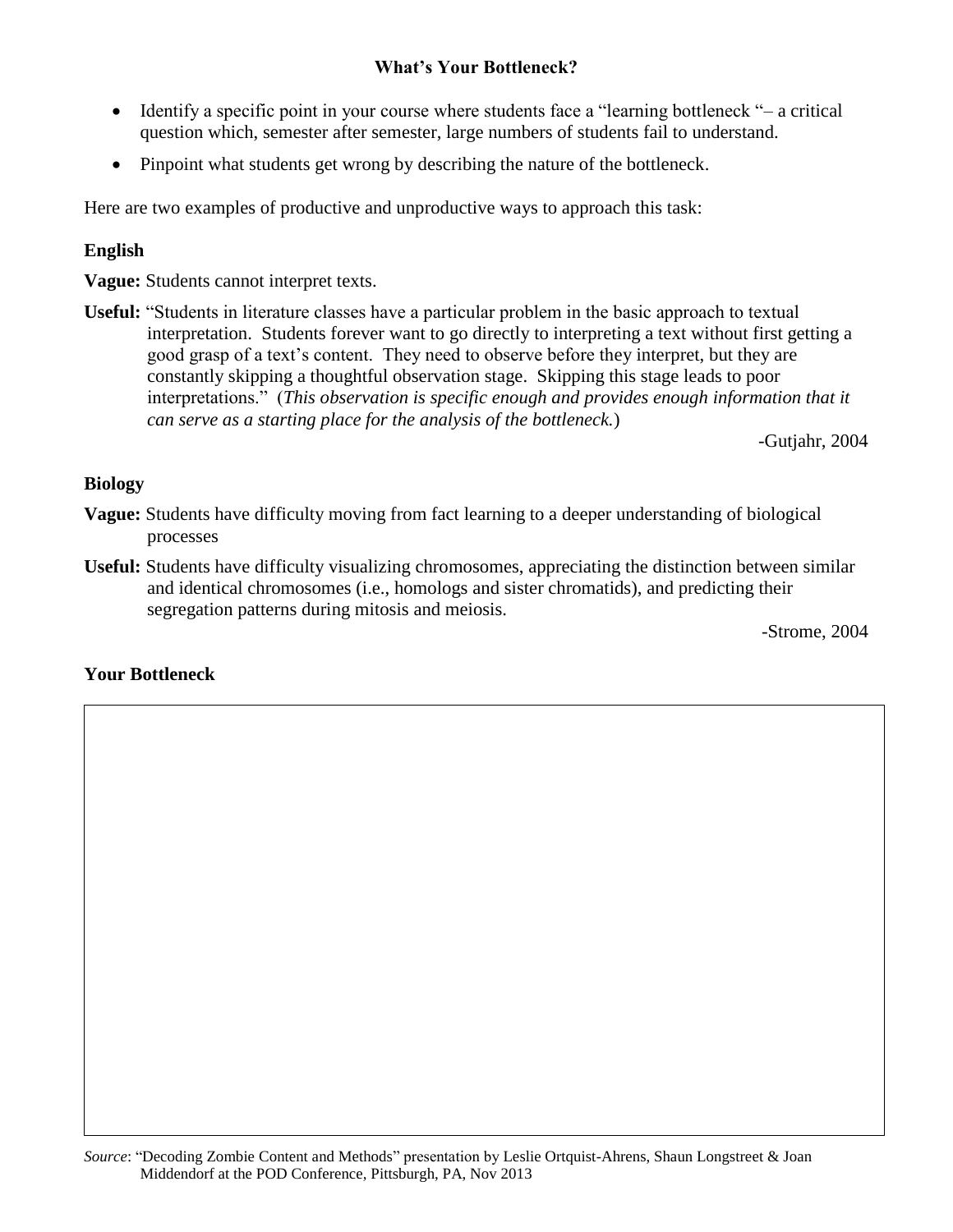# What's Your Bottleneck?

- Identify a specific point in your course where students face a "learning bottleneck "– a critical question which, semester after semester, large numbers of students fail to understand.
- Pinpoint what students get wrong by describing the nature of the bottleneck.

Here are two examples of productive and unproductive ways to approach this task:

### English

**Vague:** Students cannot interpret texts.

**Useful:** "Students in literature classes have a particular problem in the basic approach to textual interpretation. Students forever want to go directly to interpreting a text without first getting a good grasp of a text's content. They need to observe before they interpret, but they are constantly skipping a thoughtful observation stage. Skipping this stage leads to poor interpretations." (*This observation is specific enough and provides enough information that it can serve as a starting place for the analysis of the bottleneck.*)

-Gutjahr, 2004

### Biology

**Vague:** Students have difficulty moving from fact learning to a deeper understanding of biological processes

**Useful:** Students have difficulty visualizing chromosomes, appreciating the distinction between similar and identical chromosomes (i.e., homologs and sister chromatids), and predicting their segregation patterns during mitosis and meiosis.

-Strome, 2004

### Your Bottleneck

*Source*: "Decoding Zombie Content and Methods" presentation by Leslie Ortquist-Ahrens, Shaun Longstreet & Joan Middendorf at the POD Conference, Pittsburgh, PA, Nov 2013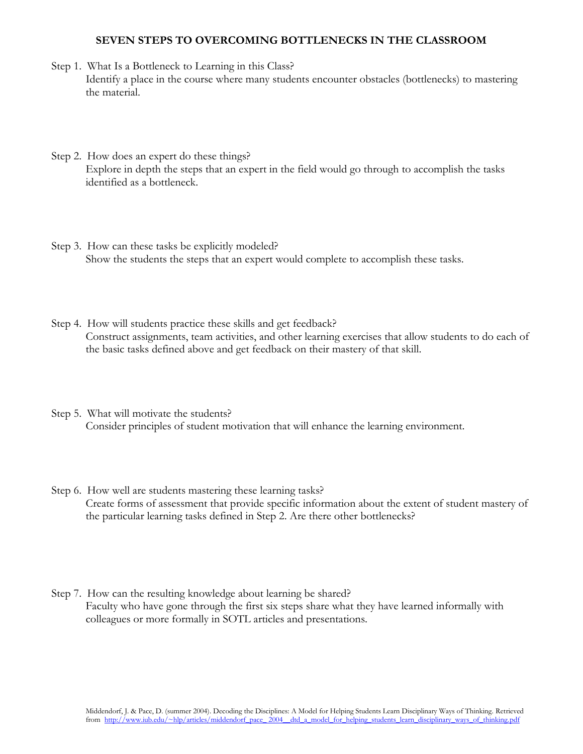# SEVEN STEPS TO OVERCOMING BOTTLENECKS IN THE CLASSROOM

Step 1. What Is a Bottleneck to Learning in this Class?
Identify a place in the course where many students encounter obstacles (bottlenecks) to mastering the material.

Step 2. How does an expert do these things?
Explore in depth the steps that an expert in the field would go through to accomplish the tasks identified as a bottleneck.

Step 3. How can these tasks be explicitly modeled?
Show the students the steps that an expert would complete to accomplish these tasks.

Step 4. How will students practice these skills and get feedback?
Construct assignments, team activities, and other learning exercises that allow students to do each of the basic tasks defined above and get feedback on their mastery of that skill.

Step 5. What will motivate the students?
Consider principles of student motivation that will enhance the learning environment.

Step 6. How well are students mastering these learning tasks?
Create forms of assessment that provide specific information about the extent of student mastery of the particular learning tasks defined in Step 2. Are there other bottlenecks?

Step 7. How can the resulting knowledge about learning be shared?
Faculty who have gone through the first six steps share what they have learned informally with colleagues or more formally in SOTL articles and presentations.

Middendorf, J. & Pace, D. (summer 2004). Decoding the Disciplines: A Model for Helping Students Learn Disciplinary Ways of Thinking. Retrieved from http://www.iub.edu/~hlp/articles/middendorf_pace_2004__dtd_a_model_for_helping_students_learn_disciplinary_ways_of_thinking.pdf